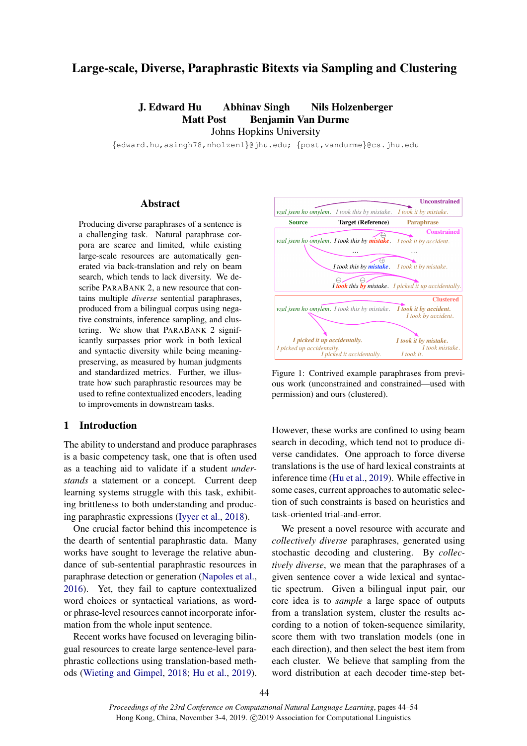# Large-scale, Diverse, Paraphrastic Bitexts via Sampling and Clustering

**J. Edward Hu  Abhinav Singh  Nils Holzenberger**
**Matt Post  Benjamin Van Durme**
Johns Hopkins University

{edward.hu,asingh78,nholzen1}@jhu.edu; {post,vandurme}@cs.jhu.edu

## Abstract

Producing diverse paraphrases of a sentence is a challenging task. Natural paraphrase corpora are scarce and limited, while existing large-scale resources are automatically generated via back-translation and rely on beam search, which tends to lack diversity. We describe PARABANK 2, a new resource that contains multiple *diverse* sentential paraphrases, produced from a bilingual corpus using negative constraints, inference sampling, and clustering. We show that PARABANK 2 significantly surpasses prior work in both lexical and syntactic diversity while being meaning-preserving, as measured by human judgments and standardized metrics. Further, we illustrate how such paraphrastic resources may be used to refine contextualized encoders, leading to improvements in downstream tasks.

Figure 1: Contrived example paraphrases from previous work (unconstrained and constrained—used with permission) and ours (clustered).

## 1 Introduction

The ability to understand and produce paraphrases is a basic competency task, one that is often used as a teaching aid to validate if a student *understands* a statement or a concept. Current deep learning systems struggle with this task, exhibiting brittleness to both understanding and producing paraphrastic expressions (Iyyer et al., 2018).

One crucial factor behind this incompetence is the dearth of sentential paraphrastic data. Many works have sought to leverage the relative abundance of sub-sentential paraphrastic resources in paraphrase detection or generation (Napoles et al., 2016). Yet, they fail to capture contextualized word choices or syntactical variations, as word- or phrase-level resources cannot incorporate information from the whole input sentence.

Recent works have focused on leveraging bilingual resources to create large sentence-level paraphrastic collections using translation-based methods (Wieting and Gimpel, 2018; Hu et al., 2019). However, these works are confined to using beam search in decoding, which tend not to produce diverse candidates. One approach to force diverse translations is the use of hard lexical constraints at inference time (Hu et al., 2019). While effective in some cases, current approaches to automatic selection of such constraints is based on heuristics and task-oriented trial-and-error.

We present a novel resource with accurate and *collectively diverse* paraphrases, generated using stochastic decoding and clustering. By *collectively diverse*, we mean that the paraphrases of a given sentence cover a wide lexical and syntactic spectrum. Given a bilingual input pair, our core idea is to *sample* a large space of outputs from a translation system, cluster the results according to a notion of token-sequence similarity, score them with two translation models (one in each direction), and then select the best item from each cluster. We believe that sampling from the word distribution at each decoder time-step bet-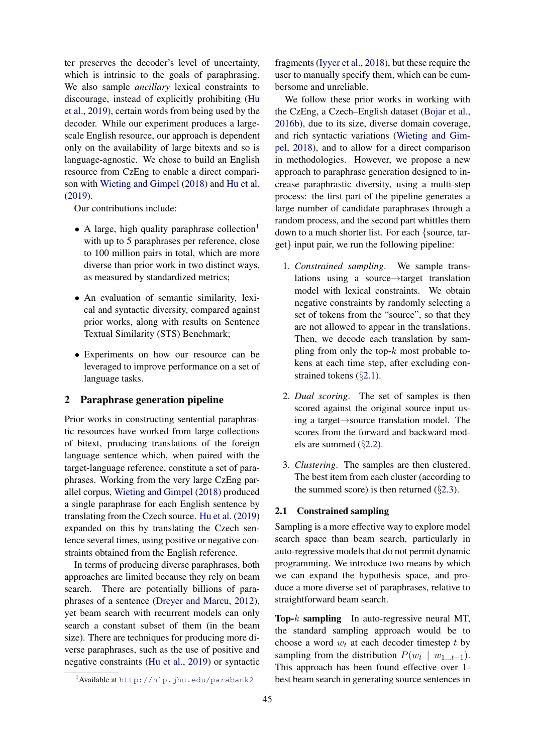ter preserves the decoder's level of uncertainty, which is intrinsic to the goals of paraphrasing. We also sample *ancillary* lexical constraints to discourage, instead of explicitly prohibiting (Hu et al., 2019), certain words from being used by the decoder. While our experiment produces a large-scale English resource, our approach is dependent only on the availability of large bitexts and so is language-agnostic. We chose to build an English resource from CzEng to enable a direct comparison with Wieting and Gimpel (2018) and Hu et al. (2019).

Our contributions include:

- A large, high quality paraphrase collection[1] with up to 5 paraphrases per reference, close to 100 million pairs in total, which are more diverse than prior work in two distinct ways, as measured by standardized metrics;
- An evaluation of semantic similarity, lexical and syntactic diversity, compared against prior works, along with results on Sentence Textual Similarity (STS) Benchmark;
- Experiments on how our resource can be leveraged to improve performance on a set of language tasks.

## 2 Paraphrase generation pipeline

Prior works in constructing sentential paraphrastic resources have worked from large collections of bitext, producing translations of the foreign language sentence which, when paired with the target-language reference, constitute a set of paraphrases. Working from the very large CzEng parallel corpus, Wieting and Gimpel (2018) produced a single paraphrase for each English sentence by translating from the Czech source. Hu et al. (2019) expanded on this by translating the Czech sentence several times, using positive or negative constraints obtained from the English reference.

In terms of producing diverse paraphrases, both approaches are limited because they rely on beam search. There are potentially billions of paraphrases of a sentence (Dreyer and Marcu, 2012), yet beam search with recurrent models can only search a constant subset of them (in the beam size). There are techniques for producing more diverse paraphrases, such as the use of positive and negative constraints (Hu et al., 2019) or syntactic fragments (Iyyer et al., 2018), but these require the user to manually specify them, which can be cumbersome and unreliable.

We follow these prior works in working with the CzEng, a Czech–English dataset (Bojar et al., 2016b), due to its size, diverse domain coverage, and rich syntactic variations (Wieting and Gimpel, 2018), and to allow for a direct comparison in methodologies. However, we propose a new approach to paraphrase generation designed to increase paraphrastic diversity, using a multi-step process: the first part of the pipeline generates a large number of candidate paraphrases through a random process, and the second part whittles them down to a much shorter list. For each {source, target} input pair, we run the following pipeline:

1. *Constrained sampling*. We sample translations using a source→target translation model with lexical constraints. We obtain negative constraints by randomly selecting a set of tokens from the "source", so that they are not allowed to appear in the translations. Then, we decode each translation by sampling from only the top-$k$ most probable tokens at each time step, after excluding constrained tokens (§2.1).
2. *Dual scoring*. The set of samples is then scored against the original source input using a target→source translation model. The scores from the forward and backward models are summed (§2.2).
3. *Clustering*. The samples are then clustered. The best item from each cluster (according to the summed score) is then returned (§2.3).

### 2.1 Constrained sampling

Sampling is a more effective way to explore model search space than beam search, particularly in auto-regressive models that do not permit dynamic programming. We introduce two means by which we can expand the hypothesis space, and produce a more diverse set of paraphrases, relative to straightforward beam search.

**Top-$k$ sampling** In auto-regressive neural MT, the standard sampling approach would be to choose a word $w_t$ at each decoder timestep $t$ by sampling from the distribution $P(w_t \mid w_{1...t-1})$. This approach has been found effective over 1-best beam search in generating source sentences in

[1] Available at http://nlp.jhu.edu/parabank2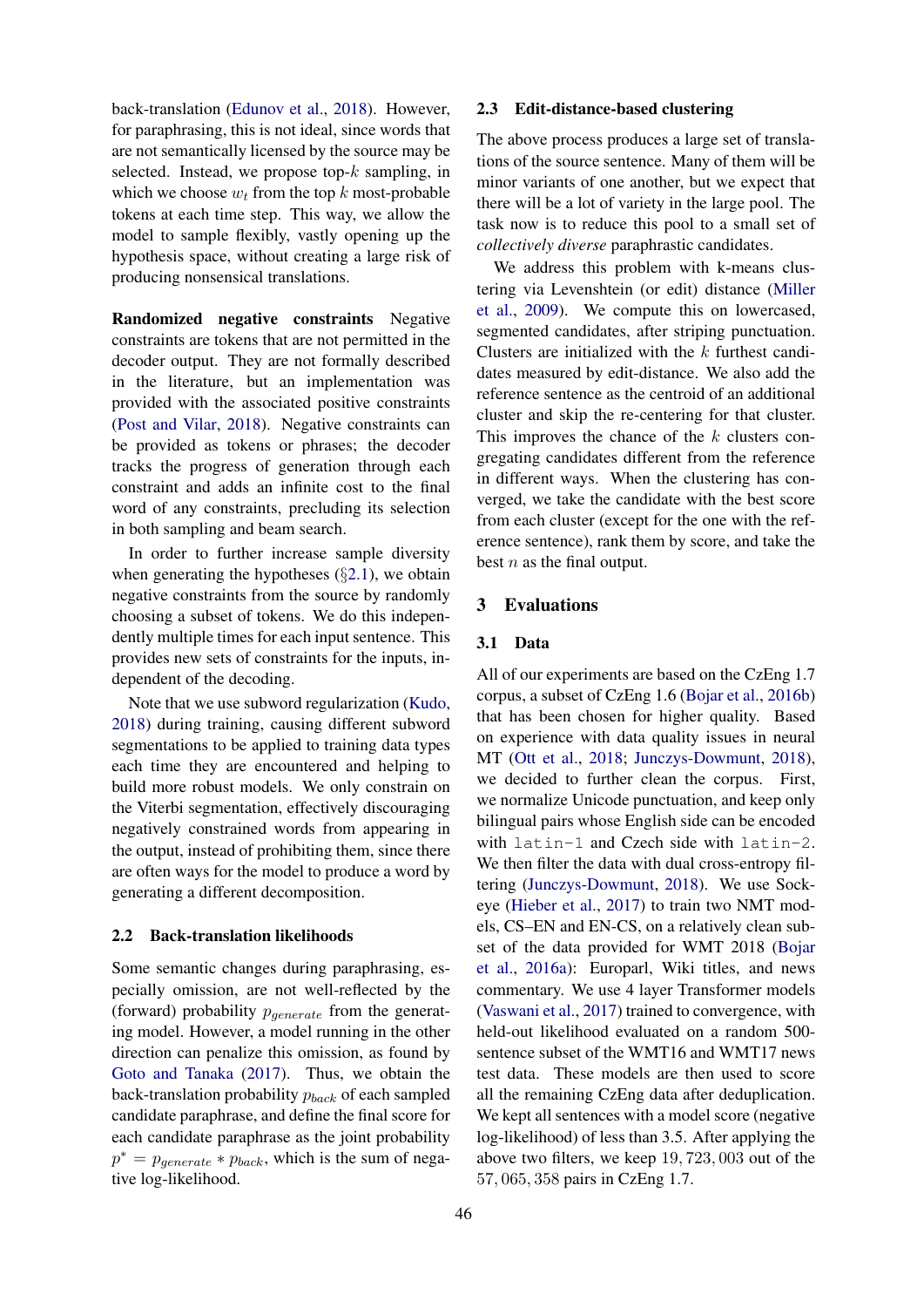back-translation (Edunov et al., 2018). However, for paraphrasing, this is not ideal, since words that are not semantically licensed by the source may be selected. Instead, we propose top-$k$ sampling, in which we choose $w_t$ from the top $k$ most-probable tokens at each time step. This way, we allow the model to sample flexibly, vastly opening up the hypothesis space, without creating a large risk of producing nonsensical translations.

**Randomized negative constraints** Negative constraints are tokens that are not permitted in the decoder output. They are not formally described in the literature, but an implementation was provided with the associated positive constraints (Post and Vilar, 2018). Negative constraints can be provided as tokens or phrases; the decoder tracks the progress of generation through each constraint and adds an infinite cost to the final word of any constraints, precluding its selection in both sampling and beam search.

In order to further increase sample diversity when generating the hypotheses (§2.1), we obtain negative constraints from the source by randomly choosing a subset of tokens. We do this independently multiple times for each input sentence. This provides new sets of constraints for the inputs, independent of the decoding.

Note that we use subword regularization (Kudo, 2018) during training, causing different subword segmentations to be applied to training data types each time they are encountered and helping to build more robust models. We only constrain on the Viterbi segmentation, effectively discouraging negatively constrained words from appearing in the output, instead of prohibiting them, since there are often ways for the model to produce a word by generating a different decomposition.

## 2.2 Back-translation likelihoods

Some semantic changes during paraphrasing, especially omission, are not well-reflected by the (forward) probability $p_{generate}$ from the generating model. However, a model running in the other direction can penalize this omission, as found by Goto and Tanaka (2017). Thus, we obtain the back-translation probability $p_{back}$ of each sampled candidate paraphrase, and define the final score for each candidate paraphrase as the joint probability $p^* = p_{generate} * p_{back}$, which is the sum of negative log-likelihood.

## 2.3 Edit-distance-based clustering

The above process produces a large set of translations of the source sentence. Many of them will be minor variants of one another, but we expect that there will be a lot of variety in the large pool. The task now is to reduce this pool to a small set of *collectively diverse* paraphrastic candidates.

We address this problem with k-means clustering via Levenshtein (or edit) distance (Miller et al., 2009). We compute this on lowercased, segmented candidates, after striping punctuation. Clusters are initialized with the $k$ furthest candidates measured by edit-distance. We also add the reference sentence as the centroid of an additional cluster and skip the re-centering for that cluster. This improves the chance of the $k$ clusters congregating candidates different from the reference in different ways. When the clustering has converged, we take the candidate with the best score from each cluster (except for the one with the reference sentence), rank them by score, and take the best $n$ as the final output.

# 3 Evaluations

## 3.1 Data

All of our experiments are based on the CzEng 1.7 corpus, a subset of CzEng 1.6 (Bojar et al., 2016b) that has been chosen for higher quality. Based on experience with data quality issues in neural MT (Ott et al., 2018; Junczys-Dowmunt, 2018), we decided to further clean the corpus. First, we normalize Unicode punctuation, and keep only bilingual pairs whose English side can be encoded with `latin-1` and Czech side with `latin-2`. We then filter the data with dual cross-entropy filtering (Junczys-Dowmunt, 2018). We use Sockeye (Hieber et al., 2017) to train two NMT models, CS–EN and EN-CS, on a relatively clean subset of the data provided for WMT 2018 (Bojar et al., 2016a): Europarl, Wiki titles, and news commentary. We use 4 layer Transformer models (Vaswani et al., 2017) trained to convergence, with held-out likelihood evaluated on a random 500-sentence subset of the WMT16 and WMT17 news test data. These models are then used to score all the remaining CzEng data after deduplication. We kept all sentences with a model score (negative log-likelihood) of less than 3.5. After applying the above two filters, we keep 19,723,003 out of the 57,065,358 pairs in CzEng 1.7.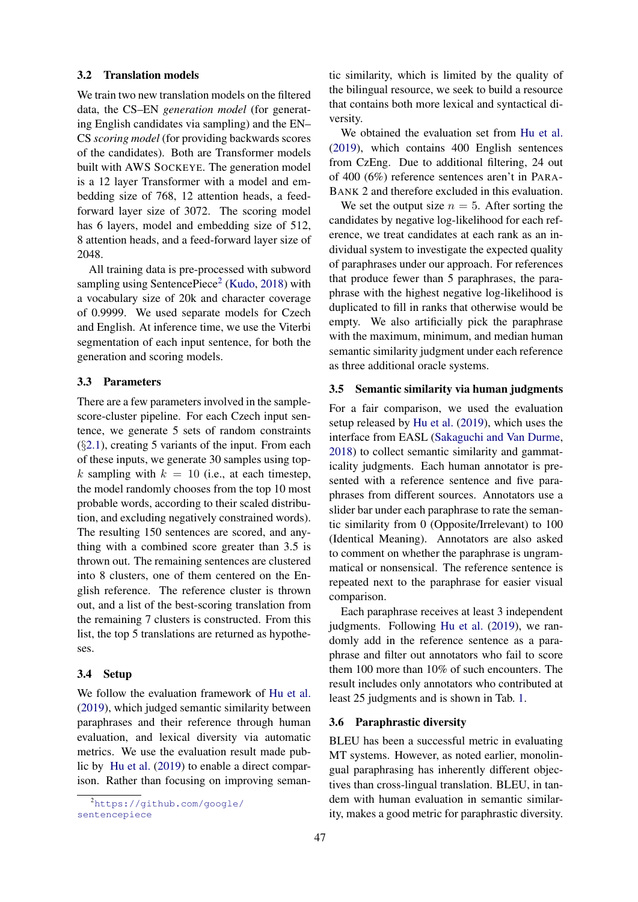### 3.2 Translation models

We train two new translation models on the filtered data, the CS–EN *generation model* (for generating English candidates via sampling) and the EN–CS *scoring model* (for providing backwards scores of the candidates). Both are Transformer models built with AWS SOCKEYE. The generation model is a 12 layer Transformer with a model and embedding size of 768, 12 attention heads, a feed-forward layer size of 3072. The scoring model has 6 layers, model and embedding size of 512, 8 attention heads, and a feed-forward layer size of 2048.

All training data is pre-processed with subword sampling using SentencePiece[2] (Kudo, 2018) with a vocabulary size of 20k and character coverage of 0.9999. We used separate models for Czech and English. At inference time, we use the Viterbi segmentation of each input sentence, for both the generation and scoring models.

### 3.3 Parameters

There are a few parameters involved in the sample-score-cluster pipeline. For each Czech input sentence, we generate 5 sets of random constraints (§2.1), creating 5 variants of the input. From each of these inputs, we generate 30 samples using top-$k$ sampling with $k = 10$ (i.e., at each timestep, the model randomly chooses from the top 10 most probable words, according to their scaled distribution, and excluding negatively constrained words). The resulting 150 sentences are scored, and anything with a combined score greater than 3.5 is thrown out. The remaining sentences are clustered into 8 clusters, one of them centered on the English reference. The reference cluster is thrown out, and a list of the best-scoring translation from the remaining 7 clusters is constructed. From this list, the top 5 translations are returned as hypotheses.

### 3.4 Setup

We follow the evaluation framework of Hu et al. (2019), which judged semantic similarity between paraphrases and their reference through human evaluation, and lexical diversity via automatic metrics. We use the evaluation result made public by Hu et al. (2019) to enable a direct comparison. Rather than focusing on improving semantic similarity, which is limited by the quality of the bilingual resource, we seek to build a resource that contains both more lexical and syntactical diversity.

We obtained the evaluation set from Hu et al. (2019), which contains 400 English sentences from CzEng. Due to additional filtering, 24 out of 400 (6%) reference sentences aren't in PARABANK 2 and therefore excluded in this evaluation.

We set the output size $n = 5$. After sorting the candidates by negative log-likelihood for each reference, we treat candidates at each rank as an individual system to investigate the expected quality of paraphrases under our approach. For references that produce fewer than 5 paraphrases, the paraphrase with the highest negative log-likelihood is duplicated to fill in ranks that otherwise would be empty. We also artificially pick the paraphrase with the maximum, minimum, and median human semantic similarity judgment under each reference as three additional oracle systems.

### 3.5 Semantic similarity via human judgments

For a fair comparison, we used the evaluation setup released by Hu et al. (2019), which uses the interface from EASL (Sakaguchi and Van Durme, 2018) to collect semantic similarity and gammaticality judgments. Each human annotator is presented with a reference sentence and five paraphrases from different sources. Annotators use a slider bar under each paraphrase to rate the semantic similarity from 0 (Opposite/Irrelevant) to 100 (Identical Meaning). Annotators are also asked to comment on whether the paraphrase is ungrammatical or nonsensical. The reference sentence is repeated next to the paraphrase for easier visual comparison.

Each paraphrase receives at least 3 independent judgments. Following Hu et al. (2019), we randomly add in the reference sentence as a paraphrase and filter out annotators who fail to score them 100 more than 10% of such encounters. The result includes only annotators who contributed at least 25 judgments and is shown in Tab. 1.

### 3.6 Paraphrastic diversity

BLEU has been a successful metric in evaluating MT systems. However, as noted earlier, monolingual paraphrasing has inherently different objectives than cross-lingual translation. BLEU, in tandem with human evaluation in semantic similarity, makes a good metric for paraphrastic diversity.

[2] https://github.com/google/sentencepiece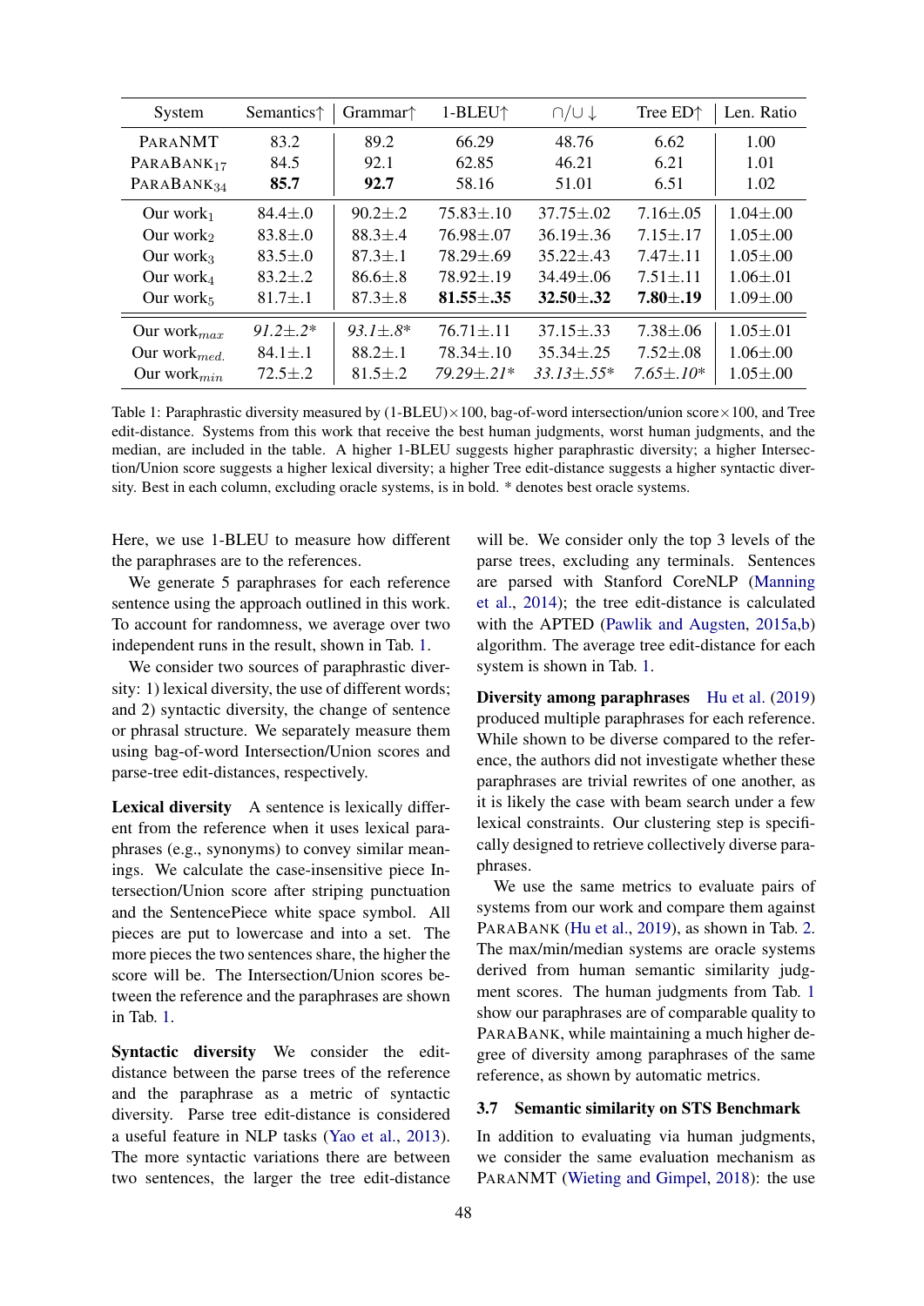| System | Semantics↑ | Grammar↑ | 1-BLEU↑ | ∩/∪ ↓ | Tree ED↑ | Len. Ratio |
|---|---|---|---|---|---|---|
| ParaNMT | 83.2 | 89.2 | 66.29 | 48.76 | 6.62 | 1.00 |
| $\text{ParaBank}_{17}$ | 84.5 | 92.1 | 62.85 | 46.21 | 6.21 | 1.01 |
| $\text{ParaBank}_{34}$ | **85.7** | **92.7** | 58.16 | 51.01 | 6.51 | 1.02 |
| Our $\text{work}_1$ | 84.4±.0 | 90.2±.2 | 75.83±.10 | 37.75±.02 | 7.16±.05 | 1.04±.00 |
| Our $\text{work}_2$ | 83.8±.0 | 88.3±.4 | 76.98±.07 | 36.19±.36 | 7.15±.17 | 1.05±.00 |
| Our $\text{work}_3$ | 83.5±.0 | 87.3±.1 | 78.29±.69 | 35.22±.43 | 7.47±.11 | 1.05±.00 |
| Our $\text{work}_4$ | 83.2±.2 | 86.6±.8 | 78.92±.19 | 34.49±.06 | 7.51±.11 | 1.06±.01 |
| Our $\text{work}_5$ | 81.7±.1 | 87.3±.8 | **81.55±.35** | **32.50±.32** | **7.80±.19** | 1.09±.00 |
| Our $\text{work}_{max}$ | *91.2±.2\** | *93.1±.8\** | 76.71±.11 | 37.15±.33 | 7.38±.06 | 1.05±.01 |
| Our $\text{work}_{med.}$ | 84.1±.1 | 88.2±.1 | 78.34±.10 | 35.34±.25 | 7.52±.08 | 1.06±.00 |
| Our $\text{work}_{min}$ | 72.5±.2 | 81.5±.2 | *79.29±.21\** | *33.13±.55\** | *7.65±.10\** | 1.05±.00 |

Table 1: Paraphrastic diversity measured by (1-BLEU)×100, bag-of-word intersection/union score×100, and Tree edit-distance. Systems from this work that receive the best human judgments, worst human judgments, and the median, are included in the table. A higher 1-BLEU suggests higher paraphrastic diversity; a higher Intersection/Union score suggests a higher lexical diversity; a higher Tree edit-distance suggests a higher syntactic diversity. Best in each column, excluding oracle systems, is in bold. * denotes best oracle systems.

Here, we use 1-BLEU to measure how different the paraphrases are to the references.

We generate 5 paraphrases for each reference sentence using the approach outlined in this work. To account for randomness, we average over two independent runs in the result, shown in Tab. 1.

We consider two sources of paraphrastic diversity: 1) lexical diversity, the use of different words; and 2) syntactic diversity, the change of sentence or phrasal structure. We separately measure them using bag-of-word Intersection/Union scores and parse-tree edit-distances, respectively.

**Lexical diversity** A sentence is lexically different from the reference when it uses lexical paraphrases (e.g., synonyms) to convey similar meanings. We calculate the case-insensitive piece Intersection/Union score after striping punctuation and the SentencePiece white space symbol. All pieces are put to lowercase and into a set. The more pieces the two sentences share, the higher the score will be. The Intersection/Union scores between the reference and the paraphrases are shown in Tab. 1.

**Syntactic diversity** We consider the edit-distance between the parse trees of the reference and the paraphrase as a metric of syntactic diversity. Parse tree edit-distance is considered a useful feature in NLP tasks (Yao et al., 2013). The more syntactic variations there are between two sentences, the larger the tree edit-distance will be. We consider only the top 3 levels of the parse trees, excluding any terminals. Sentences are parsed with Stanford CoreNLP (Manning et al., 2014); the tree edit-distance is calculated with the APTED (Pawlik and Augsten, 2015a,b) algorithm. The average tree edit-distance for each system is shown in Tab. 1.

**Diversity among paraphrases** Hu et al. (2019) produced multiple paraphrases for each reference. While shown to be diverse compared to the reference, the authors did not investigate whether these paraphrases are trivial rewrites of one another, as it is likely the case with beam search under a few lexical constraints. Our clustering step is specifically designed to retrieve collectively diverse paraphrases.

We use the same metrics to evaluate pairs of systems from our work and compare them against ParaBank (Hu et al., 2019), as shown in Tab. 2. The max/min/median systems are oracle systems derived from human semantic similarity judgment scores. The human judgments from Tab. 1 show our paraphrases are of comparable quality to ParaBank, while maintaining a much higher degree of diversity among paraphrases of the same reference, as shown by automatic metrics.

### 3.7 Semantic similarity on STS Benchmark

In addition to evaluating via human judgments, we consider the same evaluation mechanism as ParaNMT (Wieting and Gimpel, 2018): the use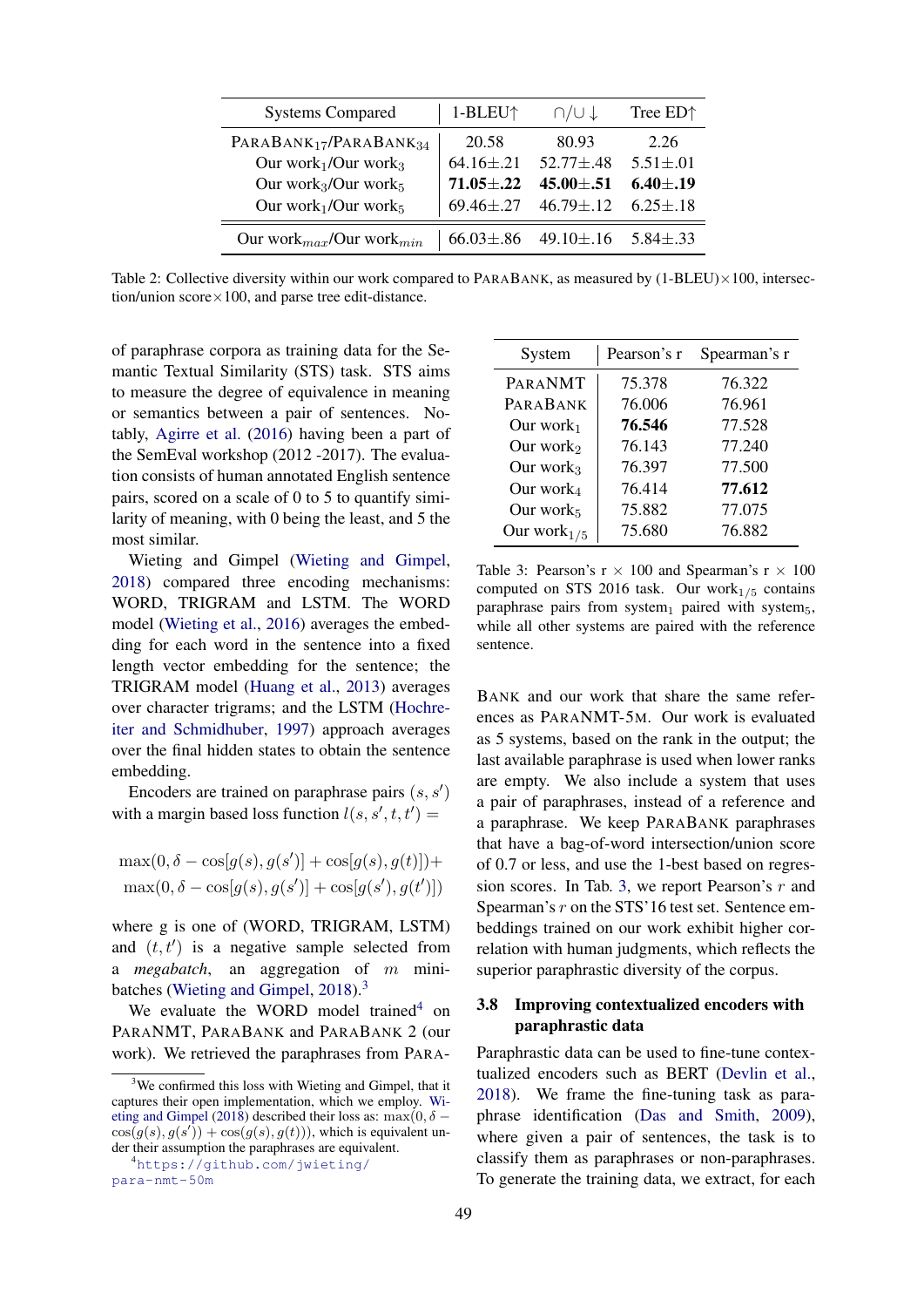| Systems Compared | 1-BLEU↑ | ∩/∪↓ | Tree ED↑ |
|---|---|---|---|
| ParaBank$_{17}$/ParaBank$_{34}$ | 20.58 | 80.93 | 2.26 |
| Our work$_1$/Our work$_3$ | 64.16±.21 | 52.77±.48 | 5.51±.01 |
| Our work$_3$/Our work$_5$ | **71.05±.22** | **45.00±.51** | **6.40±.19** |
| Our work$_1$/Our work$_5$ | 69.46±.27 | 46.79±.12 | 6.25±.18 |
| Our work$_{max}$/Our work$_{min}$ | 66.03±.86 | 49.10±.16 | 5.84±.33 |

Table 2: Collective diversity within our work compared to ParaBank, as measured by (1-BLEU)×100, intersection/union score×100, and parse tree edit-distance.

of paraphrase corpora as training data for the Semantic Textual Similarity (STS) task. STS aims to measure the degree of equivalence in meaning or semantics between a pair of sentences. Notably, Agirre et al. (2016) having been a part of the SemEval workshop (2012 -2017). The evaluation consists of human annotated English sentence pairs, scored on a scale of 0 to 5 to quantify similarity of meaning, with 0 being the least, and 5 the most similar.

Wieting and Gimpel (Wieting and Gimpel, 2018) compared three encoding mechanisms: WORD, TRIGRAM and LSTM. The WORD model (Wieting et al., 2016) averages the embedding for each word in the sentence into a fixed length vector embedding for the sentence; the TRIGRAM model (Huang et al., 2013) averages over character trigrams; and the LSTM (Hochreiter and Schmidhuber, 1997) approach averages over the final hidden states to obtain the sentence embedding.

Encoders are trained on paraphrase pairs $(s, s')$ with a margin based loss function $l(s, s', t, t') =$

$$\max(0, \delta - \cos[g(s), g(s')] + \cos[g(s), g(t)]) + \max(0, \delta - \cos[g(s), g(s')] + \cos[g(s'), g(t')])$$

where g is one of (WORD, TRIGRAM, LSTM) and $(t, t')$ is a negative sample selected from a *megabatch*, an aggregation of $m$ mini-batches (Wieting and Gimpel, 2018).[3]

We evaluate the WORD model trained[4] on ParaNMT, ParaBank and ParaBank 2 (our work). We retrieved the paraphrases from ParaBank and our work that share the same references as ParaNMT-5M. Our work is evaluated as 5 systems, based on the rank in the output; the last available paraphrase is used when lower ranks are empty. We also include a system that uses a pair of paraphrases, instead of a reference and a paraphrase. We keep ParaBank paraphrases that have a bag-of-word intersection/union score of 0.7 or less, and use the 1-best based on regression scores. In Tab. 3, we report Pearson's $r$ and Spearman's $r$ on the STS'16 test set. Sentence embeddings trained on our work exhibit higher correlation with human judgments, which reflects the superior paraphrastic diversity of the corpus.

| System | Pearson's r | Spearman's r |
|---|---|---|
| ParaNMT | 75.378 | 76.322 |
| ParaBank | 76.006 | 76.961 |
| Our work$_1$ | **76.546** | 77.528 |
| Our work$_2$ | 76.143 | 77.240 |
| Our work$_3$ | 76.397 | 77.500 |
| Our work$_4$ | 76.414 | **77.612** |
| Our work$_5$ | 75.882 | 77.075 |
| Our work$_{1/5}$ | 75.680 | 76.882 |

Table 3: Pearson's r × 100 and Spearman's r × 100 computed on STS 2016 task. Our work$_{1/5}$ contains paraphrase pairs from system$_1$ paired with system$_5$, while all other systems are paired with the reference sentence.

### 3.8 Improving contextualized encoders with paraphrastic data

Paraphrastic data can be used to fine-tune contextualized encoders such as BERT (Devlin et al., 2018). We frame the fine-tuning task as paraphrase identification (Das and Smith, 2009), where given a pair of sentences, the task is to classify them as paraphrases or non-paraphrases. To generate the training data, we extract, for each

[3] We confirmed this loss with Wieting and Gimpel, that it captures their open implementation, which we employ. Wieting and Gimpel (2018) described their loss as: $\max(0, \delta - \cos(g(s), g(s')) + \cos(g(s), g(t)))$, which is equivalent under their assumption the paraphrases are equivalent.

[4] https://github.com/jwieting/para-nmt-50m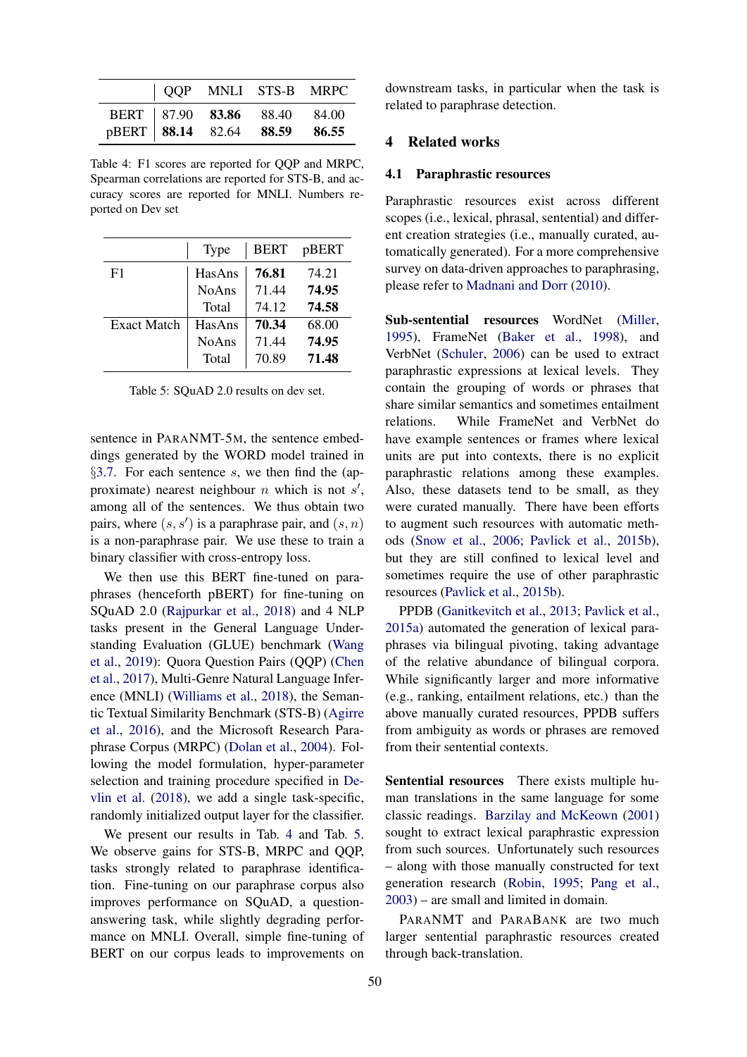| | QQP | MNLI | STS-B | MRPC |
|---|---|---|---|---|
| BERT | 87.90 | **83.86** | 88.40 | 84.00 |
| pBERT | **88.14** | 82.64 | **88.59** | **86.55** |

Table 4: F1 scores are reported for QQP and MRPC, Spearman correlations are reported for STS-B, and accuracy scores are reported for MNLI. Numbers reported on Dev set

| | Type | BERT | pBERT |
|---|---|---|---|
| F1 | HasAns | **76.81** | 74.21 |
| | NoAns | 71.44 | **74.95** |
| | Total | 74.12 | **74.58** |
| Exact Match | HasAns | **70.34** | 68.00 |
| | NoAns | 71.44 | **74.95** |
| | Total | 70.89 | **71.48** |

Table 5: SQuAD 2.0 results on dev set.

sentence in PARANMT-5M, the sentence embeddings generated by the WORD model trained in §3.7. For each sentence $s$, we then find the (approximate) nearest neighbour $n$ which is not $s'$, among all of the sentences. We thus obtain two pairs, where $(s, s')$ is a paraphrase pair, and $(s, n)$ is a non-paraphrase pair. We use these to train a binary classifier with cross-entropy loss.

We then use this BERT fine-tuned on paraphrases (henceforth pBERT) for fine-tuning on SQuAD 2.0 (Rajpurkar et al., 2018) and 4 NLP tasks present in the General Language Understanding Evaluation (GLUE) benchmark (Wang et al., 2019): Quora Question Pairs (QQP) (Chen et al., 2017), Multi-Genre Natural Language Inference (MNLI) (Williams et al., 2018), the Semantic Textual Similarity Benchmark (STS-B) (Agirre et al., 2016), and the Microsoft Research Paraphrase Corpus (MRPC) (Dolan et al., 2004). Following the model formulation, hyper-parameter selection and training procedure specified in Devlin et al. (2018), we add a single task-specific, randomly initialized output layer for the classifier.

We present our results in Tab. 4 and Tab. 5. We observe gains for STS-B, MRPC and QQP, tasks strongly related to paraphrase identification. Fine-tuning on our paraphrase corpus also improves performance on SQuAD, a question-answering task, while slightly degrading performance on MNLI. Overall, simple fine-tuning of BERT on our corpus leads to improvements on downstream tasks, in particular when the task is related to paraphrase detection.

## 4 Related works

### 4.1 Paraphrastic resources

Paraphrastic resources exist across different scopes (i.e., lexical, phrasal, sentential) and different creation strategies (i.e., manually curated, automatically generated). For a more comprehensive survey on data-driven approaches to paraphrasing, please refer to Madnani and Dorr (2010).

**Sub-sentential resources** WordNet (Miller, 1995), FrameNet (Baker et al., 1998), and VerbNet (Schuler, 2006) can be used to extract paraphrastic expressions at lexical levels. They contain the grouping of words or phrases that share similar semantics and sometimes entailment relations. While FrameNet and VerbNet do have example sentences or frames where lexical units are put into contexts, there is no explicit paraphrastic relations among these examples. Also, these datasets tend to be small, as they were curated manually. There have been efforts to augment such resources with automatic methods (Snow et al., 2006; Pavlick et al., 2015b), but they are still confined to lexical level and sometimes require the use of other paraphrastic resources (Pavlick et al., 2015b).

PPDB (Ganitkevitch et al., 2013; Pavlick et al., 2015a) automated the generation of lexical paraphrases via bilingual pivoting, taking advantage of the relative abundance of bilingual corpora. While significantly larger and more informative (e.g., ranking, entailment relations, etc.) than the above manually curated resources, PPDB suffers from ambiguity as words or phrases are removed from their sentential contexts.

**Sentential resources** There exists multiple human translations in the same language for some classic readings. Barzilay and McKeown (2001) sought to extract lexical paraphrastic expression from such sources. Unfortunately such resources – along with those manually constructed for text generation research (Robin, 1995; Pang et al., 2003) – are small and limited in domain.

PARANMT and PARABANK are two much larger sentential paraphrastic resources created through back-translation.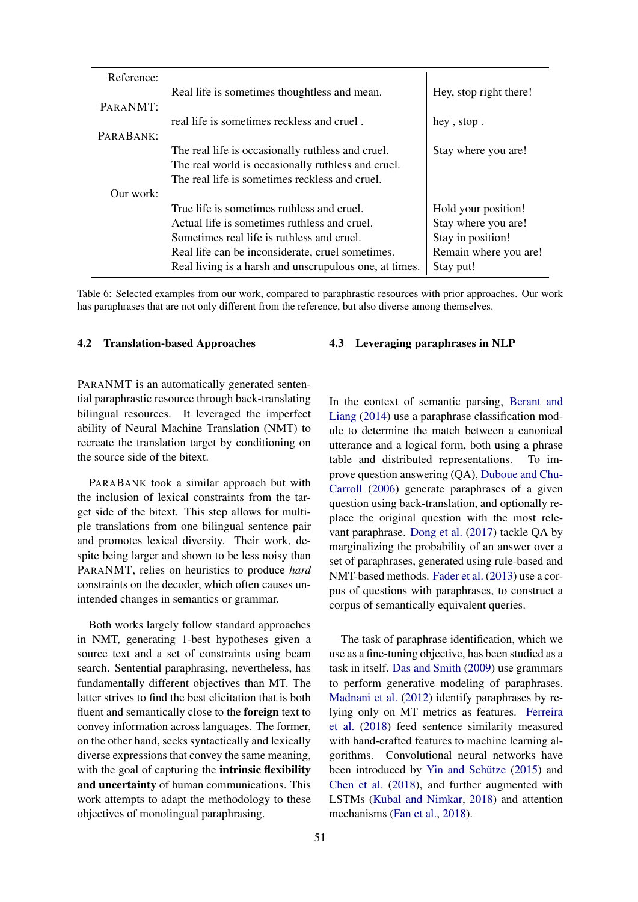| | | |
|---|---|---|
| Reference: | | |
| | Real life is sometimes thoughtless and mean. | Hey, stop right there! |
| ParaNMT: | | |
| | real life is sometimes reckless and cruel . | hey , stop . |
| ParaBank: | | |
| | The real life is occasionally ruthless and cruel. | Stay where you are! |
| | The real world is occasionally ruthless and cruel. | |
| | The real life is sometimes reckless and cruel. | |
| Our work: | | |
| | True life is sometimes ruthless and cruel. | Hold your position! |
| | Actual life is sometimes ruthless and cruel. | Stay where you are! |
| | Sometimes real life is ruthless and cruel. | Stay in position! |
| | Real life can be inconsiderate, cruel sometimes. | Remain where you are! |
| | Real living is a harsh and unscrupulous one, at times. | Stay put! |

Table 6: Selected examples from our work, compared to paraphrastic resources with prior approaches. Our work has paraphrases that are not only different from the reference, but also diverse among themselves.

### 4.2 Translation-based Approaches

ParaNMT is an automatically generated sentential paraphrastic resource through back-translating bilingual resources. It leveraged the imperfect ability of Neural Machine Translation (NMT) to recreate the translation target by conditioning on the source side of the bitext.

ParaBank took a similar approach but with the inclusion of lexical constraints from the target side of the bitext. This step allows for multiple translations from one bilingual sentence pair and promotes lexical diversity. Their work, despite being larger and shown to be less noisy than ParaNMT, relies on heuristics to produce *hard* constraints on the decoder, which often causes unintended changes in semantics or grammar.

Both works largely follow standard approaches in NMT, generating 1-best hypotheses given a source text and a set of constraints using beam search. Sentential paraphrasing, nevertheless, has fundamentally different objectives than MT. The latter strives to find the best elicitation that is both fluent and semantically close to the **foreign** text to convey information across languages. The former, on the other hand, seeks syntactically and lexically diverse expressions that convey the same meaning, with the goal of capturing the **intrinsic flexibility and uncertainty** of human communications. This work attempts to adapt the methodology to these objectives of monolingual paraphrasing.

### 4.3 Leveraging paraphrases in NLP

In the context of semantic parsing, Berant and Liang (2014) use a paraphrase classification module to determine the match between a canonical utterance and a logical form, both using a phrase table and distributed representations. To improve question answering (QA), Duboue and Chu-Carroll (2006) generate paraphrases of a given question using back-translation, and optionally replace the original question with the most relevant paraphrase. Dong et al. (2017) tackle QA by marginalizing the probability of an answer over a set of paraphrases, generated using rule-based and NMT-based methods. Fader et al. (2013) use a corpus of questions with paraphrases, to construct a corpus of semantically equivalent queries.

The task of paraphrase identification, which we use as a fine-tuning objective, has been studied as a task in itself. Das and Smith (2009) use grammars to perform generative modeling of paraphrases. Madnani et al. (2012) identify paraphrases by relying only on MT metrics as features. Ferreira et al. (2018) feed sentence similarity measured with hand-crafted features to machine learning algorithms. Convolutional neural networks have been introduced by Yin and Schütze (2015) and Chen et al. (2018), and further augmented with LSTMs (Kubal and Nimkar, 2018) and attention mechanisms (Fan et al., 2018).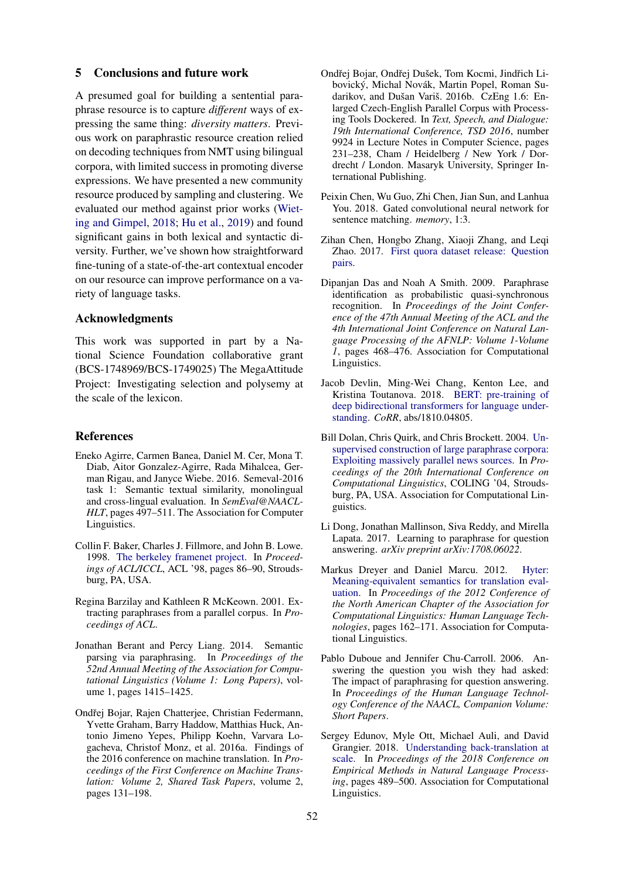## 5 Conclusions and future work

A presumed goal for building a sentential paraphrase resource is to capture *different* ways of expressing the same thing: *diversity matters*. Previous work on paraphrastic resource creation relied on decoding techniques from NMT using bilingual corpora, with limited success in promoting diverse expressions. We have presented a new community resource produced by sampling and clustering. We evaluated our method against prior works (Wieting and Gimpel, 2018; Hu et al., 2019) and found significant gains in both lexical and syntactic diversity. Further, we've shown how straightforward fine-tuning of a state-of-the-art contextual encoder on our resource can improve performance on a variety of language tasks.

## Acknowledgments

This work was supported in part by a National Science Foundation collaborative grant (BCS-1748969/BCS-1749025) The MegaAttitude Project: Investigating selection and polysemy at the scale of the lexicon.

## References

Eneko Agirre, Carmen Banea, Daniel M. Cer, Mona T. Diab, Aitor Gonzalez-Agirre, Rada Mihalcea, German Rigau, and Janyce Wiebe. 2016. Semeval-2016 task 1: Semantic textual similarity, monolingual and cross-lingual evaluation. In *SemEval@NAACL-HLT*, pages 497–511. The Association for Computer Linguistics.

Collin F. Baker, Charles J. Fillmore, and John B. Lowe. 1998. The berkeley framenet project. In *Proceedings of ACL/ICCL*, ACL '98, pages 86–90, Stroudsburg, PA, USA.

Regina Barzilay and Kathleen R McKeown. 2001. Extracting paraphrases from a parallel corpus. In *Proceedings of ACL*.

Jonathan Berant and Percy Liang. 2014. Semantic parsing via paraphrasing. In *Proceedings of the 52nd Annual Meeting of the Association for Computational Linguistics (Volume 1: Long Papers)*, volume 1, pages 1415–1425.

Ondřej Bojar, Rajen Chatterjee, Christian Federmann, Yvette Graham, Barry Haddow, Matthias Huck, Antonio Jimeno Yepes, Philipp Koehn, Varvara Logacheva, Christof Monz, et al. 2016a. Findings of the 2016 conference on machine translation. In *Proceedings of the First Conference on Machine Translation: Volume 2, Shared Task Papers*, volume 2, pages 131–198.

Ondřej Bojar, Ondřej Dušek, Tom Kocmi, Jindřich Libovický, Michal Novák, Martin Popel, Roman Sudarikov, and Dušan Variš. 2016b. CzEng 1.6: Enlarged Czech-English Parallel Corpus with Processing Tools Dockered. In *Text, Speech, and Dialogue: 19th International Conference, TSD 2016*, number 9924 in Lecture Notes in Computer Science, pages 231–238, Cham / Heidelberg / New York / Dordrecht / London. Masaryk University, Springer International Publishing.

Peixin Chen, Wu Guo, Zhi Chen, Jian Sun, and Lanhua You. 2018. Gated convolutional neural network for sentence matching. *memory*, 1:3.

Zihan Chen, Hongbo Zhang, Xiaoji Zhang, and Leqi Zhao. 2017. First quora dataset release: Question pairs.

Dipanjan Das and Noah A Smith. 2009. Paraphrase identification as probabilistic quasi-synchronous recognition. In *Proceedings of the Joint Conference of the 47th Annual Meeting of the ACL and the 4th International Joint Conference on Natural Language Processing of the AFNLP: Volume 1-Volume 1*, pages 468–476. Association for Computational Linguistics.

Jacob Devlin, Ming-Wei Chang, Kenton Lee, and Kristina Toutanova. 2018. BERT: pre-training of deep bidirectional transformers for language understanding. *CoRR*, abs/1810.04805.

Bill Dolan, Chris Quirk, and Chris Brockett. 2004. Unsupervised construction of large paraphrase corpora: Exploiting massively parallel news sources. In *Proceedings of the 20th International Conference on Computational Linguistics*, COLING '04, Stroudsburg, PA, USA. Association for Computational Linguistics.

Li Dong, Jonathan Mallinson, Siva Reddy, and Mirella Lapata. 2017. Learning to paraphrase for question answering. *arXiv preprint arXiv:1708.06022*.

Markus Dreyer and Daniel Marcu. 2012. Hyter: Meaning-equivalent semantics for translation evaluation. In *Proceedings of the 2012 Conference of the North American Chapter of the Association for Computational Linguistics: Human Language Technologies*, pages 162–171. Association for Computational Linguistics.

Pablo Duboue and Jennifer Chu-Carroll. 2006. Answering the question you wish they had asked: The impact of paraphrasing for question answering. In *Proceedings of the Human Language Technology Conference of the NAACL, Companion Volume: Short Papers*.

Sergey Edunov, Myle Ott, Michael Auli, and David Grangier. 2018. Understanding back-translation at scale. In *Proceedings of the 2018 Conference on Empirical Methods in Natural Language Processing*, pages 489–500. Association for Computational Linguistics.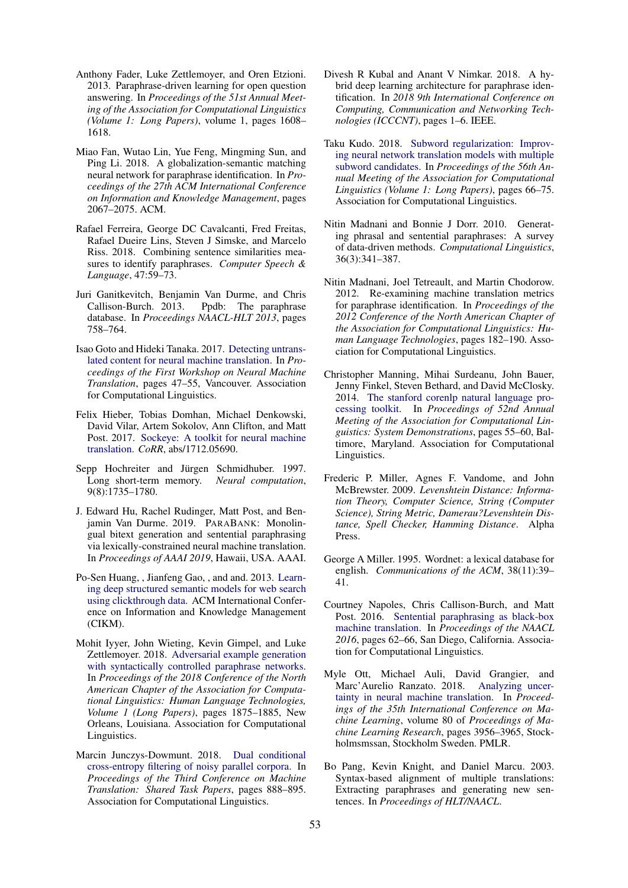Anthony Fader, Luke Zettlemoyer, and Oren Etzioni. 2013. Paraphrase-driven learning for open question answering. In *Proceedings of the 51st Annual Meeting of the Association for Computational Linguistics (Volume 1: Long Papers)*, volume 1, pages 1608–1618.

Miao Fan, Wutao Lin, Yue Feng, Mingming Sun, and Ping Li. 2018. A globalization-semantic matching neural network for paraphrase identification. In *Proceedings of the 27th ACM International Conference on Information and Knowledge Management*, pages 2067–2075. ACM.

Rafael Ferreira, George DC Cavalcanti, Fred Freitas, Rafael Dueire Lins, Steven J Simske, and Marcelo Riss. 2018. Combining sentence similarities measures to identify paraphrases. *Computer Speech & Language*, 47:59–73.

Juri Ganitkevitch, Benjamin Van Durme, and Chris Callison-Burch. 2013. Ppdb: The paraphrase database. In *Proceedings NAACL-HLT 2013*, pages 758–764.

Isao Goto and Hideki Tanaka. 2017. Detecting untranslated content for neural machine translation. In *Proceedings of the First Workshop on Neural Machine Translation*, pages 47–55, Vancouver. Association for Computational Linguistics.

Felix Hieber, Tobias Domhan, Michael Denkowski, David Vilar, Artem Sokolov, Ann Clifton, and Matt Post. 2017. Sockeye: A toolkit for neural machine translation. *CoRR*, abs/1712.05690.

Sepp Hochreiter and Jürgen Schmidhuber. 1997. Long short-term memory. *Neural computation*, 9(8):1735–1780.

J. Edward Hu, Rachel Rudinger, Matt Post, and Benjamin Van Durme. 2019. PARABANK: Monolingual bitext generation and sentential paraphrasing via lexically-constrained neural machine translation. In *Proceedings of AAAI 2019*, Hawaii, USA. AAAI.

Po-Sen Huang, , Jianfeng Gao, , and and. 2013. Learning deep structured semantic models for web search using clickthrough data. ACM International Conference on Information and Knowledge Management (CIKM).

Mohit Iyyer, John Wieting, Kevin Gimpel, and Luke Zettlemoyer. 2018. Adversarial example generation with syntactically controlled paraphrase networks. In *Proceedings of the 2018 Conference of the North American Chapter of the Association for Computational Linguistics: Human Language Technologies, Volume 1 (Long Papers)*, pages 1875–1885, New Orleans, Louisiana. Association for Computational Linguistics.

Marcin Junczys-Dowmunt. 2018. Dual conditional cross-entropy filtering of noisy parallel corpora. In *Proceedings of the Third Conference on Machine Translation: Shared Task Papers*, pages 888–895. Association for Computational Linguistics.

Divesh R Kubal and Anant V Nimkar. 2018. A hybrid deep learning architecture for paraphrase identification. In *2018 9th International Conference on Computing, Communication and Networking Technologies (ICCCNT)*, pages 1–6. IEEE.

Taku Kudo. 2018. Subword regularization: Improving neural network translation models with multiple subword candidates. In *Proceedings of the 56th Annual Meeting of the Association for Computational Linguistics (Volume 1: Long Papers)*, pages 66–75. Association for Computational Linguistics.

Nitin Madnani and Bonnie J Dorr. 2010. Generating phrasal and sentential paraphrases: A survey of data-driven methods. *Computational Linguistics*, 36(3):341–387.

Nitin Madnani, Joel Tetreault, and Martin Chodorow. 2012. Re-examining machine translation metrics for paraphrase identification. In *Proceedings of the 2012 Conference of the North American Chapter of the Association for Computational Linguistics: Human Language Technologies*, pages 182–190. Association for Computational Linguistics.

Christopher Manning, Mihai Surdeanu, John Bauer, Jenny Finkel, Steven Bethard, and David McClosky. 2014. The stanford corenlp natural language processing toolkit. In *Proceedings of 52nd Annual Meeting of the Association for Computational Linguistics: System Demonstrations*, pages 55–60, Baltimore, Maryland. Association for Computational Linguistics.

Frederic P. Miller, Agnes F. Vandome, and John McBrewster. 2009. *Levenshtein Distance: Information Theory, Computer Science, String (Computer Science), String Metric, Damerau?Levenshtein Distance, Spell Checker, Hamming Distance*. Alpha Press.

George A Miller. 1995. Wordnet: a lexical database for english. *Communications of the ACM*, 38(11):39–41.

Courtney Napoles, Chris Callison-Burch, and Matt Post. 2016. Sentential paraphrasing as black-box machine translation. In *Proceedings of the NAACL 2016*, pages 62–66, San Diego, California. Association for Computational Linguistics.

Myle Ott, Michael Auli, David Grangier, and Marc'Aurelio Ranzato. 2018. Analyzing uncertainty in neural machine translation. In *Proceedings of the 35th International Conference on Machine Learning*, volume 80 of *Proceedings of Machine Learning Research*, pages 3956–3965, Stockholmsmssan, Stockholm Sweden. PMLR.

Bo Pang, Kevin Knight, and Daniel Marcu. 2003. Syntax-based alignment of multiple translations: Extracting paraphrases and generating new sentences. In *Proceedings of HLT/NAACL*.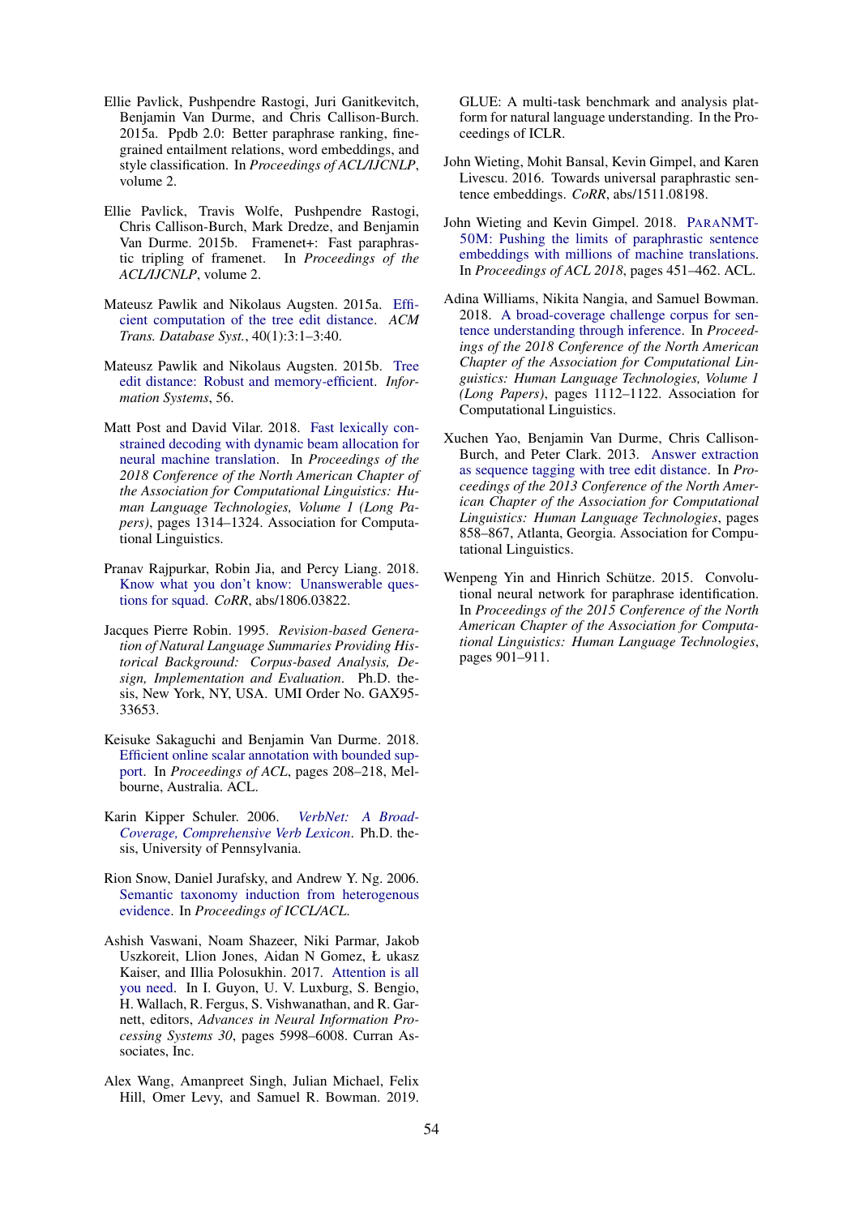Ellie Pavlick, Pushpendre Rastogi, Juri Ganitkevitch, Benjamin Van Durme, and Chris Callison-Burch. 2015a. Ppdb 2.0: Better paraphrase ranking, fine-grained entailment relations, word embeddings, and style classification. In *Proceedings of ACL/IJCNLP*, volume 2.

Ellie Pavlick, Travis Wolfe, Pushpendre Rastogi, Chris Callison-Burch, Mark Dredze, and Benjamin Van Durme. 2015b. Framenet+: Fast paraphrastic tripling of framenet. In *Proceedings of the ACL/IJCNLP*, volume 2.

Mateusz Pawlik and Nikolaus Augsten. 2015a. Efficient computation of the tree edit distance. *ACM Trans. Database Syst.*, 40(1):3:1–3:40.

Mateusz Pawlik and Nikolaus Augsten. 2015b. Tree edit distance: Robust and memory-efficient. *Information Systems*, 56.

Matt Post and David Vilar. 2018. Fast lexically constrained decoding with dynamic beam allocation for neural machine translation. In *Proceedings of the 2018 Conference of the North American Chapter of the Association for Computational Linguistics: Human Language Technologies, Volume 1 (Long Papers)*, pages 1314–1324. Association for Computational Linguistics.

Pranav Rajpurkar, Robin Jia, and Percy Liang. 2018. Know what you don't know: Unanswerable questions for squad. *CoRR*, abs/1806.03822.

Jacques Pierre Robin. 1995. *Revision-based Generation of Natural Language Summaries Providing Historical Background: Corpus-based Analysis, Design, Implementation and Evaluation*. Ph.D. thesis, New York, NY, USA. UMI Order No. GAX95-33653.

Keisuke Sakaguchi and Benjamin Van Durme. 2018. Efficient online scalar annotation with bounded support. In *Proceedings of ACL*, pages 208–218, Melbourne, Australia. ACL.

Karin Kipper Schuler. 2006. *VerbNet: A Broad-Coverage, Comprehensive Verb Lexicon*. Ph.D. thesis, University of Pennsylvania.

Rion Snow, Daniel Jurafsky, and Andrew Y. Ng. 2006. Semantic taxonomy induction from heterogenous evidence. In *Proceedings of ICCL/ACL*.

Ashish Vaswani, Noam Shazeer, Niki Parmar, Jakob Uszkoreit, Llion Jones, Aidan N Gomez, Ł ukasz Kaiser, and Illia Polosukhin. 2017. Attention is all you need. In I. Guyon, U. V. Luxburg, S. Bengio, H. Wallach, R. Fergus, S. Vishwanathan, and R. Garnett, editors, *Advances in Neural Information Processing Systems 30*, pages 5998–6008. Curran Associates, Inc.

Alex Wang, Amanpreet Singh, Julian Michael, Felix Hill, Omer Levy, and Samuel R. Bowman. 2019. GLUE: A multi-task benchmark and analysis platform for natural language understanding. In the Proceedings of ICLR.

John Wieting, Mohit Bansal, Kevin Gimpel, and Karen Livescu. 2016. Towards universal paraphrastic sentence embeddings. *CoRR*, abs/1511.08198.

John Wieting and Kevin Gimpel. 2018. ParaNMT-50M: Pushing the limits of paraphrastic sentence embeddings with millions of machine translations. In *Proceedings of ACL 2018*, pages 451–462. ACL.

Adina Williams, Nikita Nangia, and Samuel Bowman. 2018. A broad-coverage challenge corpus for sentence understanding through inference. In *Proceedings of the 2018 Conference of the North American Chapter of the Association for Computational Linguistics: Human Language Technologies, Volume 1 (Long Papers)*, pages 1112–1122. Association for Computational Linguistics.

Xuchen Yao, Benjamin Van Durme, Chris Callison-Burch, and Peter Clark. 2013. Answer extraction as sequence tagging with tree edit distance. In *Proceedings of the 2013 Conference of the North American Chapter of the Association for Computational Linguistics: Human Language Technologies*, pages 858–867, Atlanta, Georgia. Association for Computational Linguistics.

Wenpeng Yin and Hinrich Schütze. 2015. Convolutional neural network for paraphrase identification. In *Proceedings of the 2015 Conference of the North American Chapter of the Association for Computational Linguistics: Human Language Technologies*, pages 901–911.